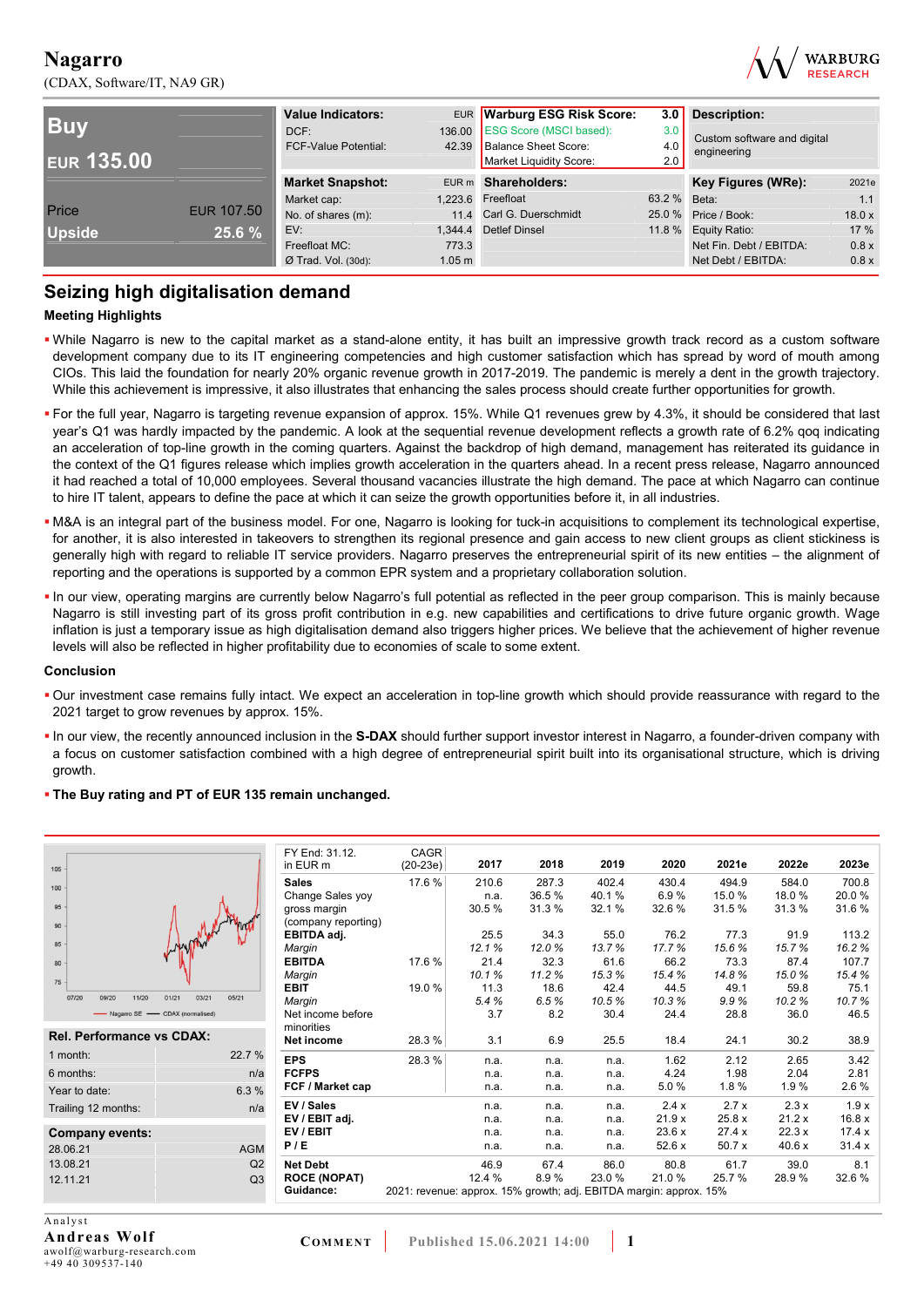# Nagarro

(CDAX, Software/IT, NA9 GR)

| Buy | |
|---|---|
| EUR 135.00 | |
| Price | EUR 107.50 |
| Upside | 25.6 % |

| Value Indicators: | EUR |
|---|---|
| DCF: | 136.00 |
| FCF-Value Potential: | 42.39 |

| Warburg ESG Risk Score: | 3.0 |
|---|---|
| ESG Score (MSCI based): | 3.0 |
| Balance Sheet Score: | 4.0 |
| Market Liquidity Score: | 2.0 |

**Description:** Custom software and digital engineering

| Market Snapshot: | EUR m |
|---|---|
| Market cap: | 1,223.6 |
| No. of shares (m): | 11.4 |
| EV: | 1,344.4 |
| Freefloat MC: | 773.3 |
| Ø Trad. Vol. (30d): | 1.05 m |

| Shareholders: | |
|---|---|
| Freefloat | 63.2 % |
| Carl G. Duerschmidt | 25.0 % |
| Detlef Dinsel | 11.8 % |

| Key Figures (WRe): | 2021e |
|---|---|
| Beta: | 1.1 |
| Price / Book: | 18.0 x |
| Equity Ratio: | 17 % |
| Net Fin. Debt / EBITDA: | 0.8 x |
| Net Debt / EBITDA: | 0.8 x |

## Seizing high digitalisation demand

### Meeting Highlights

- While Nagarro is new to the capital market as a stand-alone entity, it has built an impressive growth track record as a custom software development company due to its IT engineering competencies and high customer satisfaction which has spread by word of mouth among CIOs. This laid the foundation for nearly 20% organic revenue growth in 2017-2019. The pandemic is merely a dent in the growth trajectory. While this achievement is impressive, it also illustrates that enhancing the sales process should create further opportunities for growth.
- For the full year, Nagarro is targeting revenue expansion of approx. 15%. While Q1 revenues grew by 4.3%, it should be considered that last year's Q1 was hardly impacted by the pandemic. A look at the sequential revenue development reflects a growth rate of 6.2% qoq indicating an acceleration of top-line growth in the coming quarters. Against the backdrop of high demand, management has reiterated its guidance in the context of the Q1 figures release which implies growth acceleration in the quarters ahead. In a recent press release, Nagarro announced it had reached a total of 10,000 employees. Several thousand vacancies illustrate the high demand. The pace at which Nagarro can continue to hire IT talent, appears to define the pace at which it can seize the growth opportunities before it, in all industries.
- M&A is an integral part of the business model. For one, Nagarro is looking for tuck-in acquisitions to complement its technological expertise, for another, it is also interested in takeovers to strengthen its regional presence and gain access to new client groups as client stickiness is generally high with regard to reliable IT service providers. Nagarro preserves the entrepreneurial spirit of its new entities – the alignment of reporting and the operations is supported by a common EPR system and a proprietary collaboration solution.
- In our view, operating margins are currently below Nagarro's full potential as reflected in the peer group comparison. This is mainly because Nagarro is still investing part of its gross profit contribution in e.g. new capabilities and certifications to drive future organic growth. Wage inflation is just a temporary issue as high digitalisation demand also triggers higher prices. We believe that the achievement of higher revenue levels will also be reflected in higher profitability due to economies of scale to some extent.

### Conclusion

- Our investment case remains fully intact. We expect an acceleration in top-line growth which should provide reassurance with regard to the 2021 target to grow revenues by approx. 15%.
- In our view, the recently announced inclusion in the **S-DAX** should further support investor interest in Nagarro, a founder-driven company with a focus on customer satisfaction combined with a high degree of entrepreneurial spirit built into its organisational structure, which is driving growth.
- **The Buy rating and PT of EUR 135 remain unchanged.**

Nagarro SE — CDAX (normalised)

| Rel. Performance vs CDAX: | |
|---|---|
| 1 month: | 22.7 % |
| 6 months: | n/a |
| Year to date: | 6.3 % |
| Trailing 12 months: | n/a |

| Company events: | |
|---|---|
| 28.06.21 | AGM |
| 13.08.21 | Q2 |
| 12.11.21 | Q3 |

| FY End: 31.12. in EUR m | CAGR (20-23e) | 2017 | 2018 | 2019 | 2020 | 2021e | 2022e | 2023e |
|---|---|---|---|---|---|---|---|---|
| **Sales** | 17.6 % | 210.6 | 287.3 | 402.4 | 430.4 | 494.9 | 584.0 | 700.8 |
| Change Sales yoy | | n.a. | 36.5 % | 40.1 % | 6.9 % | 15.0 % | 18.0 % | 20.0 % |
| gross margin (company reporting) | | 30.5 % | 31.3 % | 32.1 % | 32.6 % | 31.5 % | 31.3 % | 31.6 % |
| **EBITDA adj.** | | 25.5 | 34.3 | 55.0 | 76.2 | 77.3 | 91.9 | 113.2 |
| *Margin* | | 12.1 % | 12.0 % | 13.7 % | 17.7 % | 15.6 % | 15.7 % | 16.2 % |
| **EBITDA** | 17.6 % | 21.4 | 32.3 | 61.6 | 66.2 | 73.3 | 87.4 | 107.7 |
| *Margin* | | 10.1 % | 11.2 % | 15.3 % | 15.4 % | 14.8 % | 15.0 % | 15.4 % |
| **EBIT** | 19.0 % | 11.3 | 18.6 | 42.4 | 44.5 | 49.1 | 59.8 | 75.1 |
| *Margin* | | 5.4 % | 6.5 % | 10.5 % | 10.3 % | 9.9 % | 10.2 % | 10.7 % |
| Net income before minorities | | 3.7 | 8.2 | 30.4 | 24.4 | 28.8 | 36.0 | 46.5 |
| **Net income** | 28.3 % | 3.1 | 6.9 | 25.5 | 18.4 | 24.1 | 30.2 | 38.9 |
| **EPS** | 28.3 % | n.a. | n.a. | n.a. | 1.62 | 2.12 | 2.65 | 3.42 |
| **FCFPS** | | n.a. | n.a. | n.a. | 4.24 | 1.98 | 2.04 | 2.81 |
| **FCF / Market cap** | | n.a. | n.a. | n.a. | 5.0 % | 1.8 % | 1.9 % | 2.6 % |
| **EV / Sales** | | n.a. | n.a. | n.a. | 2.4 x | 2.7 x | 2.3 x | 1.9 x |
| **EV / EBIT adj.** | | n.a. | n.a. | n.a. | 21.9 x | 25.8 x | 21.2 x | 16.8 x |
| **EV / EBIT** | | n.a. | n.a. | n.a. | 23.6 x | 27.4 x | 22.3 x | 17.4 x |
| **P / E** | | n.a. | n.a. | n.a. | 52.6 x | 50.7 x | 40.6 x | 31.4 x |
| **Net Debt** | | 46.9 | 67.4 | 86.0 | 80.8 | 61.7 | 39.0 | 8.1 |
| **ROCE (NOPAT)** | | 12.4 % | 8.9 % | 23.0 % | 21.0 % | 25.7 % | 28.9 % | 32.6 % |
| **Guidance:** | 2021: revenue: approx. 15% growth; adj. EBITDA margin: approx. 15% | | | | | | | |

Analyst
**Andreas Wolf**
awolf@warburg-research.com
+49 40 309537-140

COMMENT | Published 15.06.2021 14:00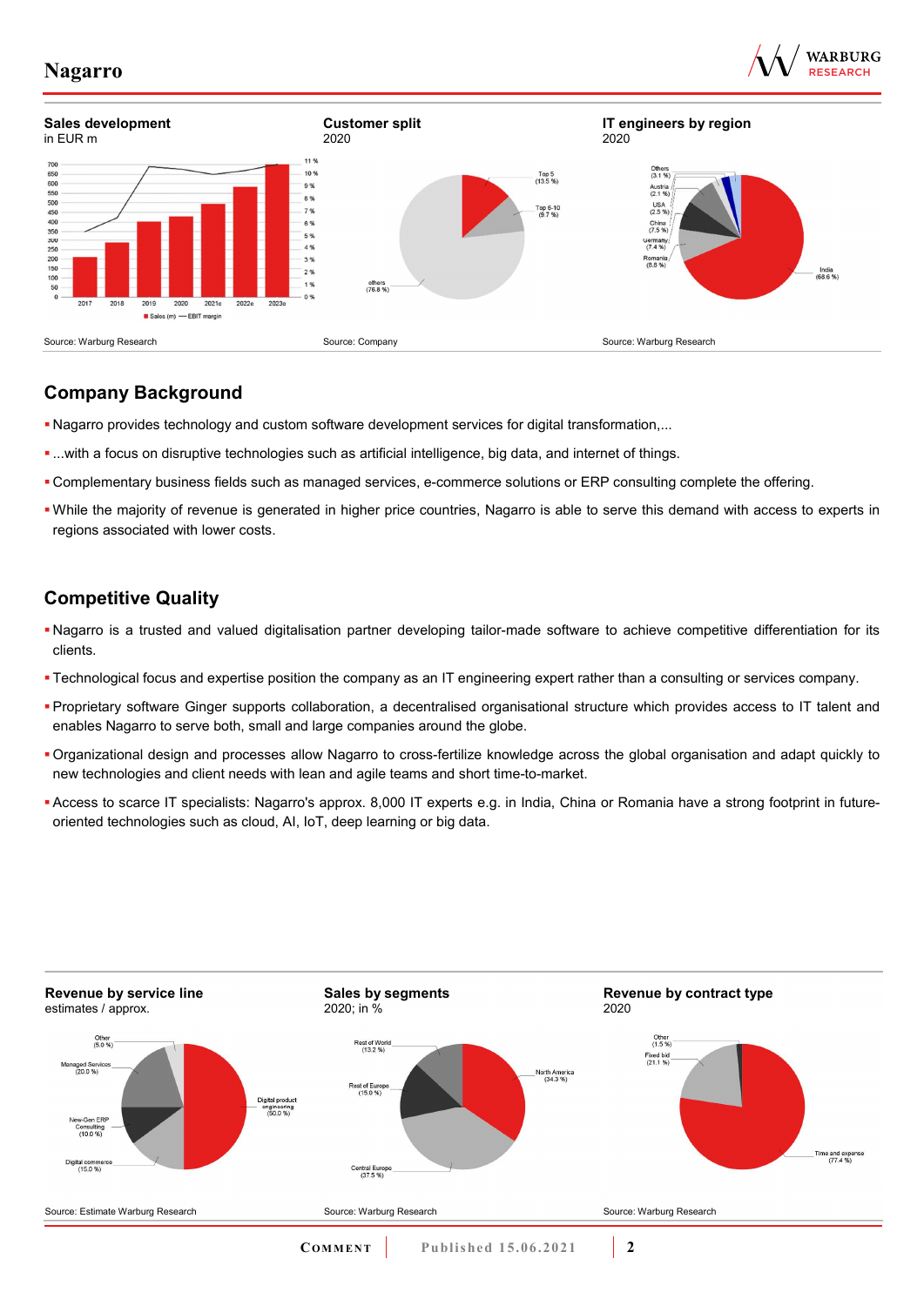**Sales development**
in EUR m

Source: Warburg Research

**Customer split**
2020

Source: Company

**IT engineers by region**
2020

Source: Warburg Research

## Company Background

- Nagarro provides technology and custom software development services for digital transformation,...
- ...with a focus on disruptive technologies such as artificial intelligence, big data, and internet of things.
- Complementary business fields such as managed services, e-commerce solutions or ERP consulting complete the offering.
- While the majority of revenue is generated in higher price countries, Nagarro is able to serve this demand with access to experts in regions associated with lower costs.

## Competitive Quality

- Nagarro is a trusted and valued digitalisation partner developing tailor-made software to achieve competitive differentiation for its clients.
- Technological focus and expertise position the company as an IT engineering expert rather than a consulting or services company.
- Proprietary software Ginger supports collaboration, a decentralised organisational structure which provides access to IT talent and enables Nagarro to serve both, small and large companies around the globe.
- Organizational design and processes allow Nagarro to cross-fertilize knowledge across the global organisation and adapt quickly to new technologies and client needs with lean and agile teams and short time-to-market.
- Access to scarce IT specialists: Nagarro's approx. 8,000 IT experts e.g. in India, China or Romania have a strong footprint in future-oriented technologies such as cloud, AI, IoT, deep learning or big data.

**Revenue by service line**
estimates / approx.

Source: Estimate Warburg Research

**Sales by segments**
2020; in %

Source: Warburg Research

**Revenue by contract type**
2020

Source: Warburg Research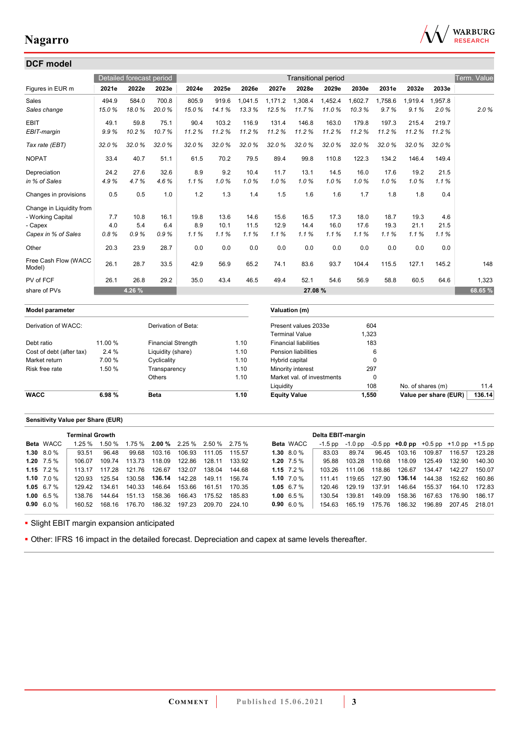## DCF model

| Figures in EUR m | Detailed forecast period | | | Transitional period | | | | | | | | | | Term. Value |
|---|---|---|---|---|---|---|---|---|---|---|---|---|---|---|
| | 2021e | 2022e | 2023e | 2024e | 2025e | 2026e | 2027e | 2028e | 2029e | 2030e | 2031e | 2032e | 2033e | |
| Sales | 494.9 | 584.0 | 700.8 | 805.9 | 919.6 | 1,041.5 | 1,171.2 | 1,308.4 | 1,452.4 | 1,602.7 | 1,758.6 | 1,919.4 | 1,957.8 | |
| *Sales change* | *15.0 %* | *18.0 %* | *20.0 %* | *15.0 %* | *14.1 %* | *13.3 %* | *12.5 %* | *11.7 %* | *11.0 %* | *10.3 %* | *9.7 %* | *9.1 %* | *2.0 %* | *2.0 %* |
| EBIT | 49.1 | 59.8 | 75.1 | 90.4 | 103.2 | 116.9 | 131.4 | 146.8 | 163.0 | 179.8 | 197.3 | 215.4 | 219.7 | |
| *EBIT-margin* | *9.9 %* | *10.2 %* | *10.7 %* | *11.2 %* | *11.2 %* | *11.2 %* | *11.2 %* | *11.2 %* | *11.2 %* | *11.2 %* | *11.2 %* | *11.2 %* | *11.2 %* | |
| *Tax rate (EBT)* | *32.0 %* | *32.0 %* | *32.0 %* | *32.0 %* | *32.0 %* | *32.0 %* | *32.0 %* | *32.0 %* | *32.0 %* | *32.0 %* | *32.0 %* | *32.0 %* | *32.0 %* | |
| NOPAT | 33.4 | 40.7 | 51.1 | 61.5 | 70.2 | 79.5 | 89.4 | 99.8 | 110.8 | 122.3 | 134.2 | 146.4 | 149.4 | |
| Depreciation | 24.2 | 27.6 | 32.6 | 8.9 | 9.2 | 10.4 | 11.7 | 13.1 | 14.5 | 16.0 | 17.6 | 19.2 | 21.5 | |
| *in % of Sales* | *4.9 %* | *4.7 %* | *4.6 %* | *1.1 %* | *1.0 %* | *1.0 %* | *1.0 %* | *1.0 %* | *1.0 %* | *1.0 %* | *1.0 %* | *1.0 %* | *1.1 %* | |
| Changes in provisions | 0.5 | 0.5 | 1.0 | 1.2 | 1.3 | 1.4 | 1.5 | 1.6 | 1.6 | 1.7 | 1.8 | 1.8 | 0.4 | |
| Change in Liquidity from | | | | | | | | | | | | | | |
| - Working Capital | 7.7 | 10.8 | 16.1 | 19.8 | 13.6 | 14.6 | 15.6 | 16.5 | 17.3 | 18.0 | 18.7 | 19.3 | 4.6 | |
| - Capex | 4.0 | 5.4 | 6.4 | 8.9 | 10.1 | 11.5 | 12.9 | 14.4 | 16.0 | 17.6 | 19.3 | 21.1 | 21.5 | |
| *Capex in % of Sales* | *0.8 %* | *0.9 %* | *0.9 %* | *1.1 %* | *1.1 %* | *1.1 %* | *1.1 %* | *1.1 %* | *1.1 %* | *1.1 %* | *1.1 %* | *1.1 %* | *1.1 %* | |
| Other | 20.3 | 23.9 | 28.7 | 0.0 | 0.0 | 0.0 | 0.0 | 0.0 | 0.0 | 0.0 | 0.0 | 0.0 | 0.0 | |
| Free Cash Flow (WACC Model) | 26.1 | 28.7 | 33.5 | 42.9 | 56.9 | 65.2 | 74.1 | 83.6 | 93.7 | 104.4 | 115.5 | 127.1 | 145.2 | 148 |
| PV of FCF | 26.1 | 26.8 | 29.2 | 35.0 | 43.4 | 46.5 | 49.4 | 52.1 | 54.6 | 56.9 | 58.8 | 60.5 | 64.6 | 1,323 |
| share of PVs | 4.26 % | | | 27.08 % | | | | | | | | | | 68.65 % |

| Model parameter | | | |
|---|---|---|---|
| Derivation of WACC: | | Derivation of Beta: | |
| Debt ratio | 11.00 % | Financial Strength | 1.10 |
| Cost of debt (after tax) | 2.4 % | Liquidity (share) | 1.10 |
| Market return | 7.00 % | Cyclicality | 1.10 |
| Risk free rate | 1.50 % | Transparency | 1.10 |
| | | Others | 1.10 |
| **WACC** | **6.98 %** | **Beta** | **1.10** |

| Valuation (m) | | | |
|---|---|---|---|
| Present values 2033e | 604 | | |
| Terminal Value | 1,323 | | |
| Financial liabilities | 183 | | |
| Pension liabilities | 6 | | |
| Hybrid capital | 0 | | |
| Minority interest | 297 | | |
| Market val. of investments | 0 | | |
| Liquidity | 108 | No. of shares (m) | 11.4 |
| **Equity Value** | **1,550** | **Value per share (EUR)** | **136.14** |

### Sensitivity Value per Share (EUR)

| Beta | WACC | Terminal Growth 1.25 % | 1.50 % | 1.75 % | **2.00 %** | 2.25 % | 2.50 % | 2.75 % |
|---|---|---|---|---|---|---|---|---|
| **1.30** | 8.0 % | 93.51 | 96.48 | 99.68 | 103.16 | 106.93 | 111.05 | 115.57 |
| **1.20** | 7.5 % | 106.07 | 109.74 | 113.73 | 118.09 | 122.86 | 128.11 | 133.92 |
| **1.15** | 7.2 % | 113.17 | 117.28 | 121.76 | 126.67 | 132.07 | 138.04 | 144.68 |
| **1.10** | 7.0 % | 120.93 | 125.54 | 130.58 | **136.14** | 142.28 | 149.11 | 156.74 |
| **1.05** | 6.7 % | 129.42 | 134.61 | 140.33 | 146.64 | 153.66 | 161.51 | 170.35 |
| **1.00** | 6.5 % | 138.76 | 144.64 | 151.13 | 158.36 | 166.43 | 175.52 | 185.83 |
| **0.90** | 6.0 % | 160.52 | 168.16 | 176.70 | 186.32 | 197.23 | 209.70 | 224.10 |

| Beta | WACC | Delta EBIT-margin -1.5 pp | -1.0 pp | -0.5 pp | **+0.0 pp** | +0.5 pp | +1.0 pp | +1.5 pp |
|---|---|---|---|---|---|---|---|---|
| **1.30** | 8.0 % | 83.03 | 89.74 | 96.45 | 103.16 | 109.87 | 116.57 | 123.28 |
| **1.20** | 7.5 % | 95.88 | 103.28 | 110.68 | 118.09 | 125.49 | 132.90 | 140.30 |
| **1.15** | 7.2 % | 103.26 | 111.06 | 118.86 | 126.67 | 134.47 | 142.27 | 150.07 |
| **1.10** | 7.0 % | 111.41 | 119.65 | 127.90 | **136.14** | 144.38 | 152.62 | 160.86 |
| **1.05** | 6.7 % | 120.46 | 129.19 | 137.91 | 146.64 | 155.37 | 164.10 | 172.83 |
| **1.00** | 6.5 % | 130.54 | 139.81 | 149.09 | 158.36 | 167.63 | 176.90 | 186.17 |
| **0.90** | 6.0 % | 154.63 | 165.19 | 175.76 | 186.32 | 196.89 | 207.45 | 218.01 |

- Slight EBIT margin expansion anticipated
- Other: IFRS 16 impact in the detailed forecast. Depreciation and capex at same levels thereafter.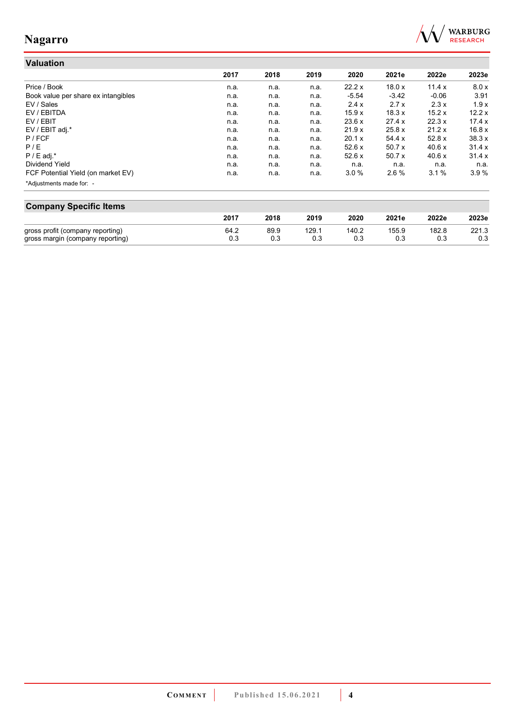## Valuation

| | 2017 | 2018 | 2019 | 2020 | 2021e | 2022e | 2023e |
|---|---|---|---|---|---|---|---|
| Price / Book | n.a. | n.a. | n.a. | 22.2 x | 18.0 x | 11.4 x | 8.0 x |
| Book value per share ex intangibles | n.a. | n.a. | n.a. | -5.54 | -3.42 | -0.06 | 3.91 |
| EV / Sales | n.a. | n.a. | n.a. | 2.4 x | 2.7 x | 2.3 x | 1.9 x |
| EV / EBITDA | n.a. | n.a. | n.a. | 15.9 x | 18.3 x | 15.2 x | 12.2 x |
| EV / EBIT | n.a. | n.a. | n.a. | 23.6 x | 27.4 x | 22.3 x | 17.4 x |
| EV / EBIT adj.* | n.a. | n.a. | n.a. | 21.9 x | 25.8 x | 21.2 x | 16.8 x |
| P / FCF | n.a. | n.a. | n.a. | 20.1 x | 54.4 x | 52.8 x | 38.3 x |
| P / E | n.a. | n.a. | n.a. | 52.6 x | 50.7 x | 40.6 x | 31.4 x |
| P / E adj.* | n.a. | n.a. | n.a. | 52.6 x | 50.7 x | 40.6 x | 31.4 x |
| Dividend Yield | n.a. | n.a. | n.a. | n.a. | n.a. | n.a. | n.a. |
| FCF Potential Yield (on market EV) | n.a. | n.a. | n.a. | 3.0 % | 2.6 % | 3.1 % | 3.9 % |

*Adjustments made for: -

## Company Specific Items

| | 2017 | 2018 | 2019 | 2020 | 2021e | 2022e | 2023e |
|---|---|---|---|---|---|---|---|
| gross profit (company reporting) | 64.2 | 89.9 | 129.1 | 140.2 | 155.9 | 182.8 | 221.3 |
| gross margin (company reporting) | 0.3 | 0.3 | 0.3 | 0.3 | 0.3 | 0.3 | 0.3 |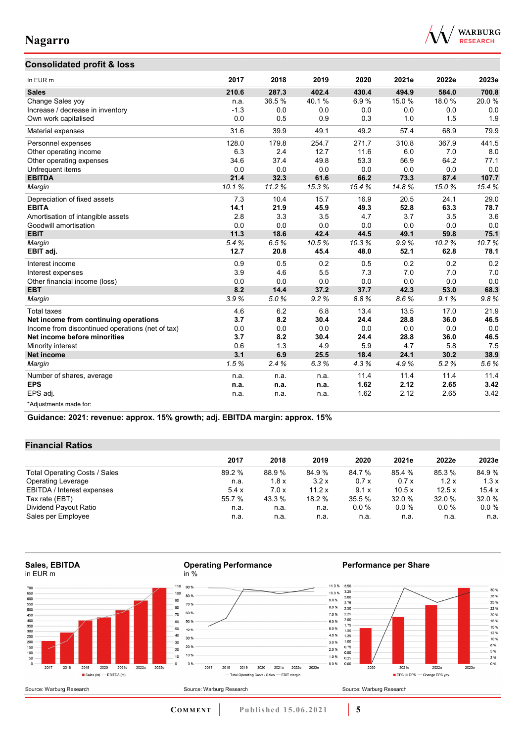## Consolidated profit & loss

| In EUR m | 2017 | 2018 | 2019 | 2020 | 2021e | 2022e | 2023e |
|---|---|---|---|---|---|---|---|
| **Sales** | **210.6** | **287.3** | **402.4** | **430.4** | **494.9** | **584.0** | **700.8** |
| Change Sales yoy | n.a. | 36.5 % | 40.1 % | 6.9 % | 15.0 % | 18.0 % | 20.0 % |
| Increase / decrease in inventory | -1.3 | 0.0 | 0.0 | 0.0 | 0.0 | 0.0 | 0.0 |
| Own work capitalised | 0.0 | 0.5 | 0.9 | 0.3 | 1.0 | 1.5 | 1.9 |
| Material expenses | 31.6 | 39.9 | 49.1 | 49.2 | 57.4 | 68.9 | 79.9 |
| Personnel expenses | 128.0 | 179.8 | 254.7 | 271.7 | 310.8 | 367.9 | 441.5 |
| Other operating income | 6.3 | 2.4 | 12.7 | 11.6 | 6.0 | 7.0 | 8.0 |
| Other operating expenses | 34.6 | 37.4 | 49.8 | 53.3 | 56.9 | 64.2 | 77.1 |
| Unfrequent items | 0.0 | 0.0 | 0.0 | 0.0 | 0.0 | 0.0 | 0.0 |
| **EBITDA** | **21.4** | **32.3** | **61.6** | **66.2** | **73.3** | **87.4** | **107.7** |
| *Margin* | *10.1 %* | *11.2 %* | *15.3 %* | *15.4 %* | *14.8 %* | *15.0 %* | *15.4 %* |
| Depreciation of fixed assets | 7.3 | 10.4 | 15.7 | 16.9 | 20.5 | 24.1 | 29.0 |
| **EBITA** | **14.1** | **21.9** | **45.9** | **49.3** | **52.8** | **63.3** | **78.7** |
| Amortisation of intangible assets | 2.8 | 3.3 | 3.5 | 4.7 | 3.7 | 3.5 | 3.6 |
| Goodwill amortisation | 0.0 | 0.0 | 0.0 | 0.0 | 0.0 | 0.0 | 0.0 |
| **EBIT** | **11.3** | **18.6** | **42.4** | **44.5** | **49.1** | **59.8** | **75.1** |
| *Margin* | *5.4 %* | *6.5 %* | *10.5 %* | *10.3 %* | *9.9 %* | *10.2 %* | *10.7 %* |
| **EBIT adj.** | **12.7** | **20.8** | **45.4** | **48.0** | **52.1** | **62.8** | **78.1** |
| Interest income | 0.9 | 0.5 | 0.2 | 0.5 | 0.2 | 0.2 | 0.2 |
| Interest expenses | 3.9 | 4.6 | 5.5 | 7.3 | 7.0 | 7.0 | 7.0 |
| Other financial income (loss) | 0.0 | 0.0 | 0.0 | 0.0 | 0.0 | 0.0 | 0.0 |
| **EBT** | **8.2** | **14.4** | **37.2** | **37.7** | **42.3** | **53.0** | **68.3** |
| *Margin* | *3.9 %* | *5.0 %* | *9.2 %* | *8.8 %* | *8.6 %* | *9.1 %* | *9.8 %* |
| Total taxes | 4.6 | 6.2 | 6.8 | 13.4 | 13.5 | 17.0 | 21.9 |
| **Net income from continuing operations** | **3.7** | **8.2** | **30.4** | **24.4** | **28.8** | **36.0** | **46.5** |
| Income from discontinued operations (net of tax) | 0.0 | 0.0 | 0.0 | 0.0 | 0.0 | 0.0 | 0.0 |
| **Net income before minorities** | **3.7** | **8.2** | **30.4** | **24.4** | **28.8** | **36.0** | **46.5** |
| Minority interest | 0.6 | 1.3 | 4.9 | 5.9 | 4.7 | 5.8 | 7.5 |
| **Net income** | **3.1** | **6.9** | **25.5** | **18.4** | **24.1** | **30.2** | **38.9** |
| *Margin* | *1.5 %* | *2.4 %* | *6.3 %* | *4.3 %* | *4.9 %* | *5.2 %* | *5.6 %* |
| Number of shares, average | n.a. | n.a. | n.a. | 11.4 | 11.4 | 11.4 | 11.4 |
| **EPS** | **n.a.** | **n.a.** | **n.a.** | **1.62** | **2.12** | **2.65** | **3.42** |
| EPS adj. | n.a. | n.a. | n.a. | 1.62 | 2.12 | 2.65 | 3.42 |

*Adjustments made for:

**Guidance: 2021: revenue: approx. 15% growth; adj. EBITDA margin: approx. 15%**

## Financial Ratios

| | 2017 | 2018 | 2019 | 2020 | 2021e | 2022e | 2023e |
|---|---|---|---|---|---|---|---|
| Total Operating Costs / Sales | 89.2 % | 88.9 % | 84.9 % | 84.7 % | 85.4 % | 85.3 % | 84.9 % |
| Operating Leverage | n.a. | 1.8 x | 3.2 x | 0.7 x | 0.7 x | 1.2 x | 1.3 x |
| EBITDA / Interest expenses | 5.4 x | 7.0 x | 11.2 x | 9.1 x | 10.5 x | 12.5 x | 15.4 x |
| Tax rate (EBT) | 55.7 % | 43.3 % | 18.2 % | 35.5 % | 32.0 % | 32.0 % | 32.0 % |
| Dividend Payout Ratio | n.a. | n.a. | n.a. | 0.0 % | 0.0 % | 0.0 % | 0.0 % |
| Sales per Employee | n.a. | n.a. | n.a. | n.a. | n.a. | n.a. | n.a. |

**Sales, EBITDA**
in EUR m

Source: Warburg Research

**Operating Performance**
in %

Source: Warburg Research

**Performance per Share**

Source: Warburg Research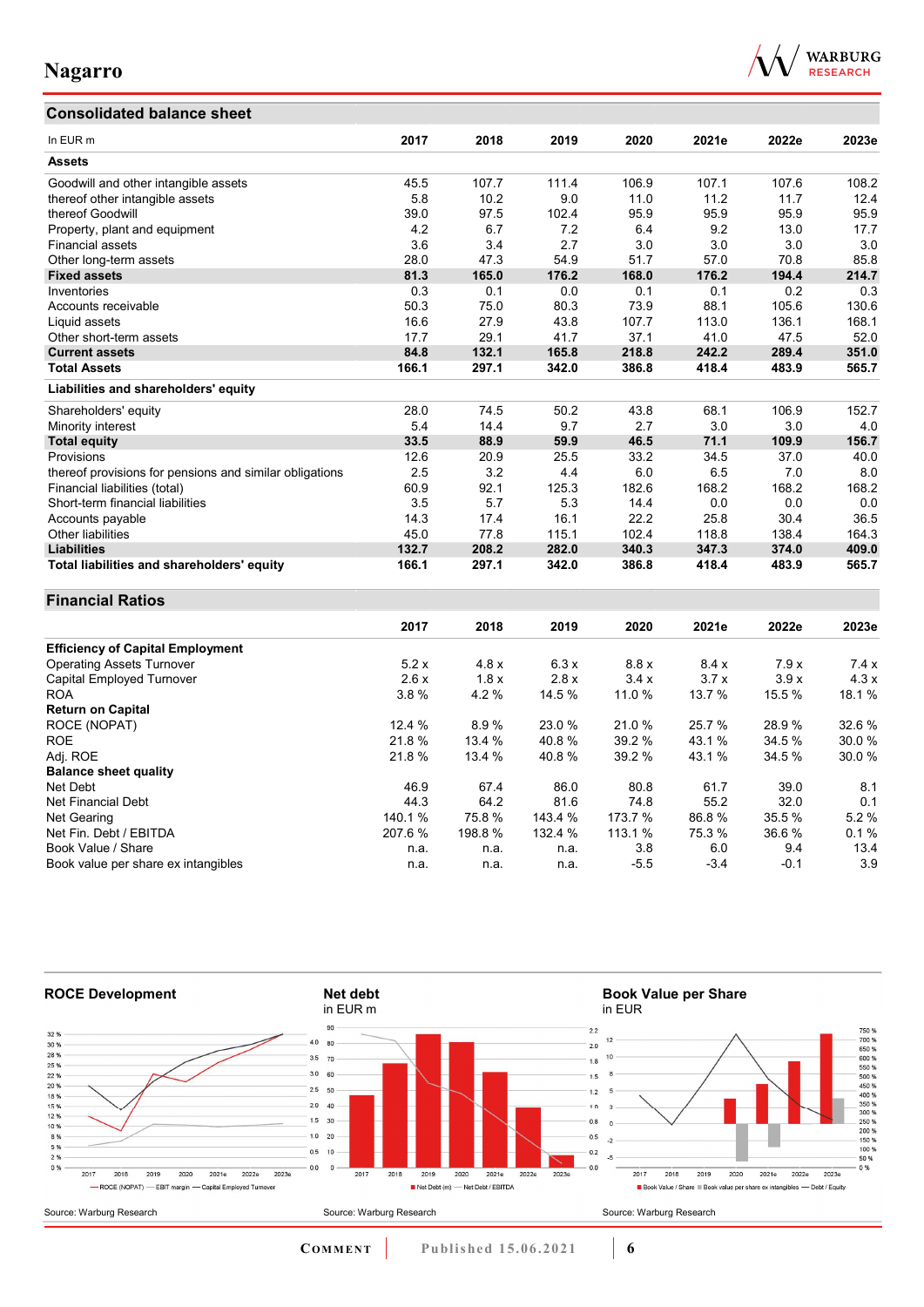## Consolidated balance sheet

| In EUR m | 2017 | 2018 | 2019 | 2020 | 2021e | 2022e | 2023e |
|---|---|---|---|---|---|---|---|
| **Assets** | | | | | | | |
| Goodwill and other intangible assets | 45.5 | 107.7 | 111.4 | 106.9 | 107.1 | 107.6 | 108.2 |
| thereof other intangible assets | 5.8 | 10.2 | 9.0 | 11.0 | 11.2 | 11.7 | 12.4 |
| thereof Goodwill | 39.0 | 97.5 | 102.4 | 95.9 | 95.9 | 95.9 | 95.9 |
| Property, plant and equipment | 4.2 | 6.7 | 7.2 | 6.4 | 9.2 | 13.0 | 17.7 |
| Financial assets | 3.6 | 3.4 | 2.7 | 3.0 | 3.0 | 3.0 | 3.0 |
| Other long-term assets | 28.0 | 47.3 | 54.9 | 51.7 | 57.0 | 70.8 | 85.8 |
| **Fixed assets** | **81.3** | **165.0** | **176.2** | **168.0** | **176.2** | **194.4** | **214.7** |
| Inventories | 0.3 | 0.1 | 0.0 | 0.1 | 0.1 | 0.2 | 0.3 |
| Accounts receivable | 50.3 | 75.0 | 80.3 | 73.9 | 88.1 | 105.6 | 130.6 |
| Liquid assets | 16.6 | 27.9 | 43.8 | 107.7 | 113.0 | 136.1 | 168.1 |
| Other short-term assets | 17.7 | 29.1 | 41.7 | 37.1 | 41.0 | 47.5 | 52.0 |
| **Current assets** | **84.8** | **132.1** | **165.8** | **218.8** | **242.2** | **289.4** | **351.0** |
| **Total Assets** | **166.1** | **297.1** | **342.0** | **386.8** | **418.4** | **483.9** | **565.7** |
| **Liabilities and shareholders' equity** | | | | | | | |
| Shareholders' equity | 28.0 | 74.5 | 50.2 | 43.8 | 68.1 | 106.9 | 152.7 |
| Minority interest | 5.4 | 14.4 | 9.7 | 2.7 | 3.0 | 3.0 | 4.0 |
| **Total equity** | **33.5** | **88.9** | **59.9** | **46.5** | **71.1** | **109.9** | **156.7** |
| Provisions | 12.6 | 20.9 | 25.5 | 33.2 | 34.5 | 37.0 | 40.0 |
| thereof provisions for pensions and similar obligations | 2.5 | 3.2 | 4.4 | 6.0 | 6.5 | 7.0 | 8.0 |
| Financial liabilities (total) | 60.9 | 92.1 | 125.3 | 182.6 | 168.2 | 168.2 | 168.2 |
| Short-term financial liabilities | 3.5 | 5.7 | 5.3 | 14.4 | 0.0 | 0.0 | 0.0 |
| Accounts payable | 14.3 | 17.4 | 16.1 | 22.2 | 25.8 | 30.4 | 36.5 |
| Other liabilities | 45.0 | 77.8 | 115.1 | 102.4 | 118.8 | 138.4 | 164.3 |
| **Liabilities** | **132.7** | **208.2** | **282.0** | **340.3** | **347.3** | **374.0** | **409.0** |
| **Total liabilities and shareholders' equity** | **166.1** | **297.1** | **342.0** | **386.8** | **418.4** | **483.9** | **565.7** |

## Financial Ratios

| | 2017 | 2018 | 2019 | 2020 | 2021e | 2022e | 2023e |
|---|---|---|---|---|---|---|---|
| **Efficiency of Capital Employment** | | | | | | | |
| Operating Assets Turnover | 5.2 x | 4.8 x | 6.3 x | 8.8 x | 8.4 x | 7.9 x | 7.4 x |
| Capital Employed Turnover | 2.6 x | 1.8 x | 2.8 x | 3.4 x | 3.7 x | 3.9 x | 4.3 x |
| ROA | 3.8 % | 4.2 % | 14.5 % | 11.0 % | 13.7 % | 15.5 % | 18.1 % |
| **Return on Capital** | | | | | | | |
| ROCE (NOPAT) | 12.4 % | 8.9 % | 23.0 % | 21.0 % | 25.7 % | 28.9 % | 32.6 % |
| ROE | 21.8 % | 13.4 % | 40.8 % | 39.2 % | 43.1 % | 34.5 % | 30.0 % |
| Adj. ROE | 21.8 % | 13.4 % | 40.8 % | 39.2 % | 43.1 % | 34.5 % | 30.0 % |
| **Balance sheet quality** | | | | | | | |
| Net Debt | 46.9 | 67.4 | 86.0 | 80.8 | 61.7 | 39.0 | 8.1 |
| Net Financial Debt | 44.3 | 64.2 | 81.6 | 74.8 | 55.2 | 32.0 | 0.1 |
| Net Gearing | 140.1 % | 75.8 % | 143.4 % | 173.7 % | 86.8 % | 35.5 % | 5.2 % |
| Net Fin. Debt / EBITDA | 207.6 % | 198.8 % | 132.4 % | 113.1 % | 75.3 % | 36.6 % | 0.1 % |
| Book Value / Share | n.a. | n.a. | n.a. | 3.8 | 6.0 | 9.4 | 13.4 |
| Book value per share ex intangibles | n.a. | n.a. | n.a. | -5.5 | -3.4 | -0.1 | 3.9 |

**ROCE Development**

Source: Warburg Research

**Net debt**
in EUR m

Source: Warburg Research

**Book Value per Share**
in EUR

Source: Warburg Research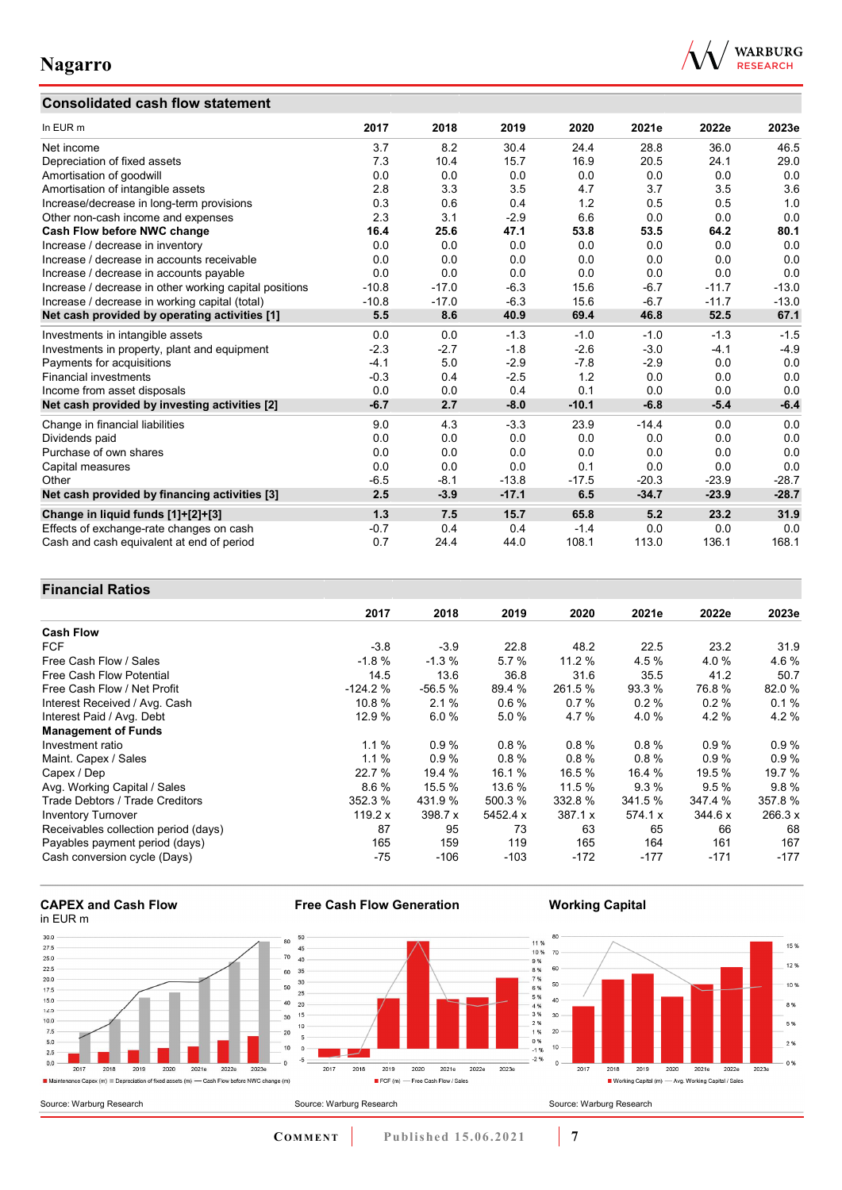## Consolidated cash flow statement

| In EUR m | 2017 | 2018 | 2019 | 2020 | 2021e | 2022e | 2023e |
|---|---|---|---|---|---|---|---|
| Net income | 3.7 | 8.2 | 30.4 | 24.4 | 28.8 | 36.0 | 46.5 |
| Depreciation of fixed assets | 7.3 | 10.4 | 15.7 | 16.9 | 20.5 | 24.1 | 29.0 |
| Amortisation of goodwill | 0.0 | 0.0 | 0.0 | 0.0 | 0.0 | 0.0 | 0.0 |
| Amortisation of intangible assets | 2.8 | 3.3 | 3.5 | 4.7 | 3.7 | 3.5 | 3.6 |
| Increase/decrease in long-term provisions | 0.3 | 0.6 | 0.4 | 1.2 | 0.5 | 0.5 | 1.0 |
| Other non-cash income and expenses | 2.3 | 3.1 | -2.9 | 6.6 | 0.0 | 0.0 | 0.0 |
| **Cash Flow before NWC change** | **16.4** | **25.6** | **47.1** | **53.8** | **53.5** | **64.2** | **80.1** |
| Increase / decrease in inventory | 0.0 | 0.0 | 0.0 | 0.0 | 0.0 | 0.0 | 0.0 |
| Increase / decrease in accounts receivable | 0.0 | 0.0 | 0.0 | 0.0 | 0.0 | 0.0 | 0.0 |
| Increase / decrease in accounts payable | 0.0 | 0.0 | 0.0 | 0.0 | 0.0 | 0.0 | 0.0 |
| Increase / decrease in other working capital positions | -10.8 | -17.0 | -6.3 | 15.6 | -6.7 | -11.7 | -13.0 |
| Increase / decrease in working capital (total) | -10.8 | -17.0 | -6.3 | 15.6 | -6.7 | -11.7 | -13.0 |
| **Net cash provided by operating activities [1]** | **5.5** | **8.6** | **40.9** | **69.4** | **46.8** | **52.5** | **67.1** |
| Investments in intangible assets | 0.0 | 0.0 | -1.3 | -1.0 | -1.0 | -1.3 | -1.5 |
| Investments in property, plant and equipment | -2.3 | -2.7 | -1.8 | -2.6 | -3.0 | -4.1 | -4.9 |
| Payments for acquisitions | -4.1 | 5.0 | -2.9 | -7.8 | -2.9 | 0.0 | 0.0 |
| Financial investments | -0.3 | 0.4 | -2.5 | 1.2 | 0.0 | 0.0 | 0.0 |
| Income from asset disposals | 0.0 | 0.0 | 0.4 | 0.1 | 0.0 | 0.0 | 0.0 |
| **Net cash provided by investing activities [2]** | **-6.7** | **2.7** | **-8.0** | **-10.1** | **-6.8** | **-5.4** | **-6.4** |
| Change in financial liabilities | 9.0 | 4.3 | -3.3 | 23.9 | -14.4 | 0.0 | 0.0 |
| Dividends paid | 0.0 | 0.0 | 0.0 | 0.0 | 0.0 | 0.0 | 0.0 |
| Purchase of own shares | 0.0 | 0.0 | 0.0 | 0.0 | 0.0 | 0.0 | 0.0 |
| Capital measures | 0.0 | 0.0 | 0.0 | 0.1 | 0.0 | 0.0 | 0.0 |
| Other | -6.5 | -8.1 | -13.8 | -17.5 | -20.3 | -23.9 | -28.7 |
| **Net cash provided by financing activities [3]** | **2.5** | **-3.9** | **-17.1** | **6.5** | **-34.7** | **-23.9** | **-28.7** |
| **Change in liquid funds [1]+[2]+[3]** | **1.3** | **7.5** | **15.7** | **65.8** | **5.2** | **23.2** | **31.9** |
| Effects of exchange-rate changes on cash | -0.7 | 0.4 | 0.4 | -1.4 | 0.0 | 0.0 | 0.0 |
| Cash and cash equivalent at end of period | 0.7 | 24.4 | 44.0 | 108.1 | 113.0 | 136.1 | 168.1 |

## Financial Ratios

| | 2017 | 2018 | 2019 | 2020 | 2021e | 2022e | 2023e |
|---|---|---|---|---|---|---|---|
| **Cash Flow** | | | | | | | |
| FCF | -3.8 | -3.9 | 22.8 | 48.2 | 22.5 | 23.2 | 31.9 |
| Free Cash Flow / Sales | -1.8 % | -1.3 % | 5.7 % | 11.2 % | 4.5 % | 4.0 % | 4.6 % |
| Free Cash Flow Potential | 14.5 | 13.6 | 36.8 | 31.6 | 35.5 | 41.2 | 50.7 |
| Free Cash Flow / Net Profit | -124.2 % | -56.5 % | 89.4 % | 261.5 % | 93.3 % | 76.8 % | 82.0 % |
| Interest Received / Avg. Cash | 10.8 % | 2.1 % | 0.6 % | 0.7 % | 0.2 % | 0.2 % | 0.1 % |
| Interest Paid / Avg. Debt | 12.9 % | 6.0 % | 5.0 % | 4.7 % | 4.0 % | 4.2 % | 4.2 % |
| **Management of Funds** | | | | | | | |
| Investment ratio | 1.1 % | 0.9 % | 0.8 % | 0.8 % | 0.8 % | 0.9 % | 0.9 % |
| Maint. Capex / Sales | 1.1 % | 0.9 % | 0.8 % | 0.8 % | 0.8 % | 0.9 % | 0.9 % |
| Capex / Dep | 22.7 % | 19.4 % | 16.1 % | 16.5 % | 16.4 % | 19.5 % | 19.7 % |
| Avg. Working Capital / Sales | 8.6 % | 15.5 % | 13.6 % | 11.5 % | 9.3 % | 9.5 % | 9.8 % |
| Trade Debtors / Trade Creditors | 352.3 % | 431.9 % | 500.3 % | 332.8 % | 341.5 % | 347.4 % | 357.8 % |
| Inventory Turnover | 119.2 x | 398.7 x | 5452.4 x | 387.1 x | 574.1 x | 344.6 x | 266.3 x |
| Receivables collection period (days) | 87 | 95 | 73 | 63 | 65 | 66 | 68 |
| Payables payment period (days) | 165 | 159 | 119 | 165 | 164 | 161 | 167 |
| Cash conversion cycle (Days) | -75 | -106 | -103 | -172 | -177 | -171 | -177 |

**CAPEX and Cash Flow**
in EUR m

Source: Warburg Research

**Free Cash Flow Generation**

Source: Warburg Research

**Working Capital**

Source: Warburg Research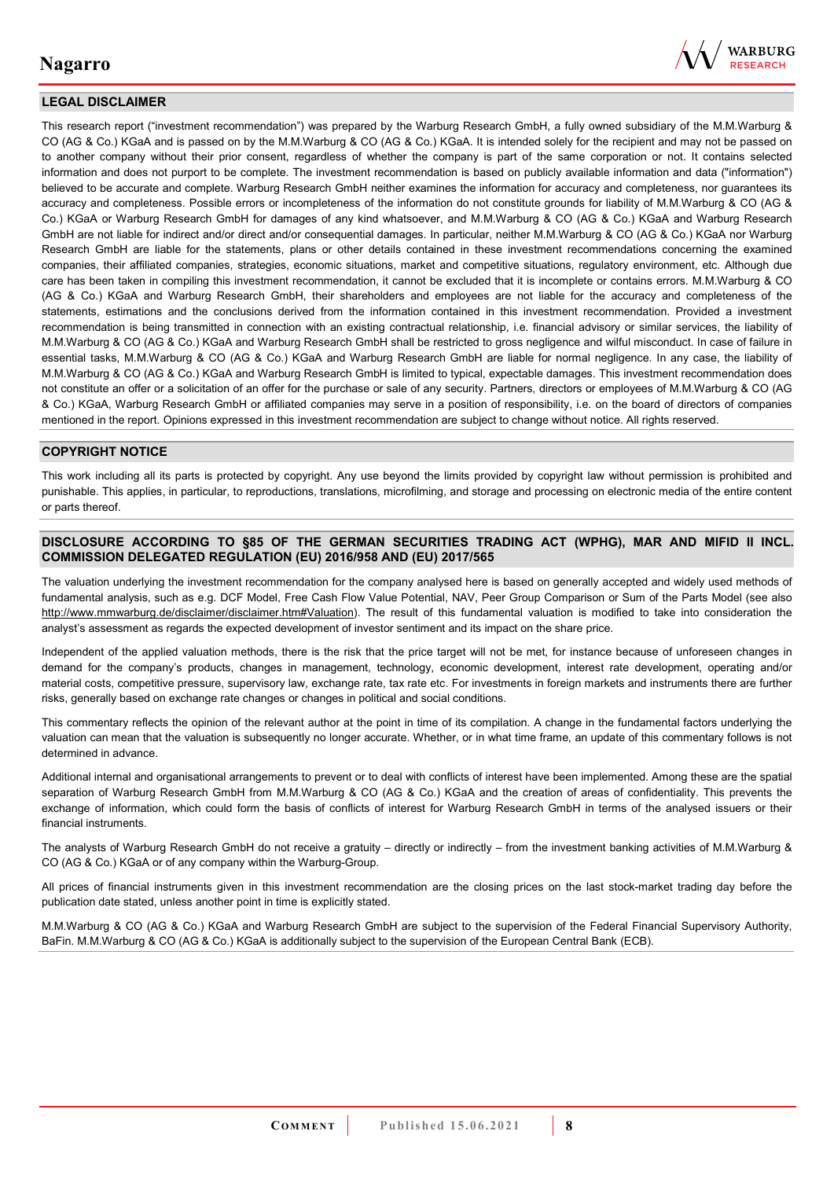## LEGAL DISCLAIMER

This research report ("investment recommendation") was prepared by the Warburg Research GmbH, a fully owned subsidiary of the M.M.Warburg & CO (AG & Co.) KGaA and is passed on by the M.M.Warburg & CO (AG & Co.) KGaA. It is intended solely for the recipient and may not be passed on to another company without their prior consent, regardless of whether the company is part of the same corporation or not. It contains selected information and does not purport to be complete. The investment recommendation is based on publicly available information and data ("information") believed to be accurate and complete. Warburg Research GmbH neither examines the information for accuracy and completeness, nor guarantees its accuracy and completeness. Possible errors or incompleteness of the information do not constitute grounds for liability of M.M.Warburg & CO (AG & Co.) KGaA or Warburg Research GmbH for damages of any kind whatsoever, and M.M.Warburg & CO (AG & Co.) KGaA and Warburg Research GmbH are not liable for indirect and/or direct and/or consequential damages. In particular, neither M.M.Warburg & CO (AG & Co.) KGaA nor Warburg Research GmbH are liable for the statements, plans or other details contained in these investment recommendations concerning the examined companies, their affiliated companies, strategies, economic situations, market and competitive situations, regulatory environment, etc. Although due care has been taken in compiling this investment recommendation, it cannot be excluded that it is incomplete or contains errors. M.M.Warburg & CO (AG & Co.) KGaA and Warburg Research GmbH, their shareholders and employees are not liable for the accuracy and completeness of the statements, estimations and the conclusions derived from the information contained in this investment recommendation. Provided a investment recommendation is being transmitted in connection with an existing contractual relationship, i.e. financial advisory or similar services, the liability of M.M.Warburg & CO (AG & Co.) KGaA and Warburg Research GmbH shall be restricted to gross negligence and wilful misconduct. In case of failure in essential tasks, M.M.Warburg & CO (AG & Co.) KGaA and Warburg Research GmbH are liable for normal negligence. In any case, the liability of M.M.Warburg & CO (AG & Co.) KGaA and Warburg Research GmbH is limited to typical, expectable damages. This investment recommendation does not constitute an offer or a solicitation of an offer for the purchase or sale of any security. Partners, directors or employees of M.M.Warburg & CO (AG & Co.) KGaA, Warburg Research GmbH or affiliated companies may serve in a position of responsibility, i.e. on the board of directors of companies mentioned in the report. Opinions expressed in this investment recommendation are subject to change without notice. All rights reserved.

## COPYRIGHT NOTICE

This work including all its parts is protected by copyright. Any use beyond the limits provided by copyright law without permission is prohibited and punishable. This applies, in particular, to reproductions, translations, microfilming, and storage and processing on electronic media of the entire content or parts thereof.

## DISCLOSURE ACCORDING TO §85 OF THE GERMAN SECURITIES TRADING ACT (WPHG), MAR AND MIFID II INCL. COMMISSION DELEGATED REGULATION (EU) 2016/958 AND (EU) 2017/565

The valuation underlying the investment recommendation for the company analysed here is based on generally accepted and widely used methods of fundamental analysis, such as e.g. DCF Model, Free Cash Flow Value Potential, NAV, Peer Group Comparison or Sum of the Parts Model (see also http://www.mmwarburg.de/disclaimer/disclaimer.htm#Valuation). The result of this fundamental valuation is modified to take into consideration the analyst's assessment as regards the expected development of investor sentiment and its impact on the share price.

Independent of the applied valuation methods, there is the risk that the price target will not be met, for instance because of unforeseen changes in demand for the company's products, changes in management, technology, economic development, interest rate development, operating and/or material costs, competitive pressure, supervisory law, exchange rate, tax rate etc. For investments in foreign markets and instruments there are further risks, generally based on exchange rate changes or changes in political and social conditions.

This commentary reflects the opinion of the relevant author at the point in time of its compilation. A change in the fundamental factors underlying the valuation can mean that the valuation is subsequently no longer accurate. Whether, or in what time frame, an update of this commentary follows is not determined in advance.

Additional internal and organisational arrangements to prevent or to deal with conflicts of interest have been implemented. Among these are the spatial separation of Warburg Research GmbH from M.M.Warburg & CO (AG & Co.) KGaA and the creation of areas of confidentiality. This prevents the exchange of information, which could form the basis of conflicts of interest for Warburg Research GmbH in terms of the analysed issuers or their financial instruments.

The analysts of Warburg Research GmbH do not receive a gratuity – directly or indirectly – from the investment banking activities of M.M.Warburg & CO (AG & Co.) KGaA or of any company within the Warburg-Group.

All prices of financial instruments given in this investment recommendation are the closing prices on the last stock-market trading day before the publication date stated, unless another point in time is explicitly stated.

M.M.Warburg & CO (AG & Co.) KGaA and Warburg Research GmbH are subject to the supervision of the Federal Financial Supervisory Authority, BaFin. M.M.Warburg & CO (AG & Co.) KGaA is additionally subject to the supervision of the European Central Bank (ECB).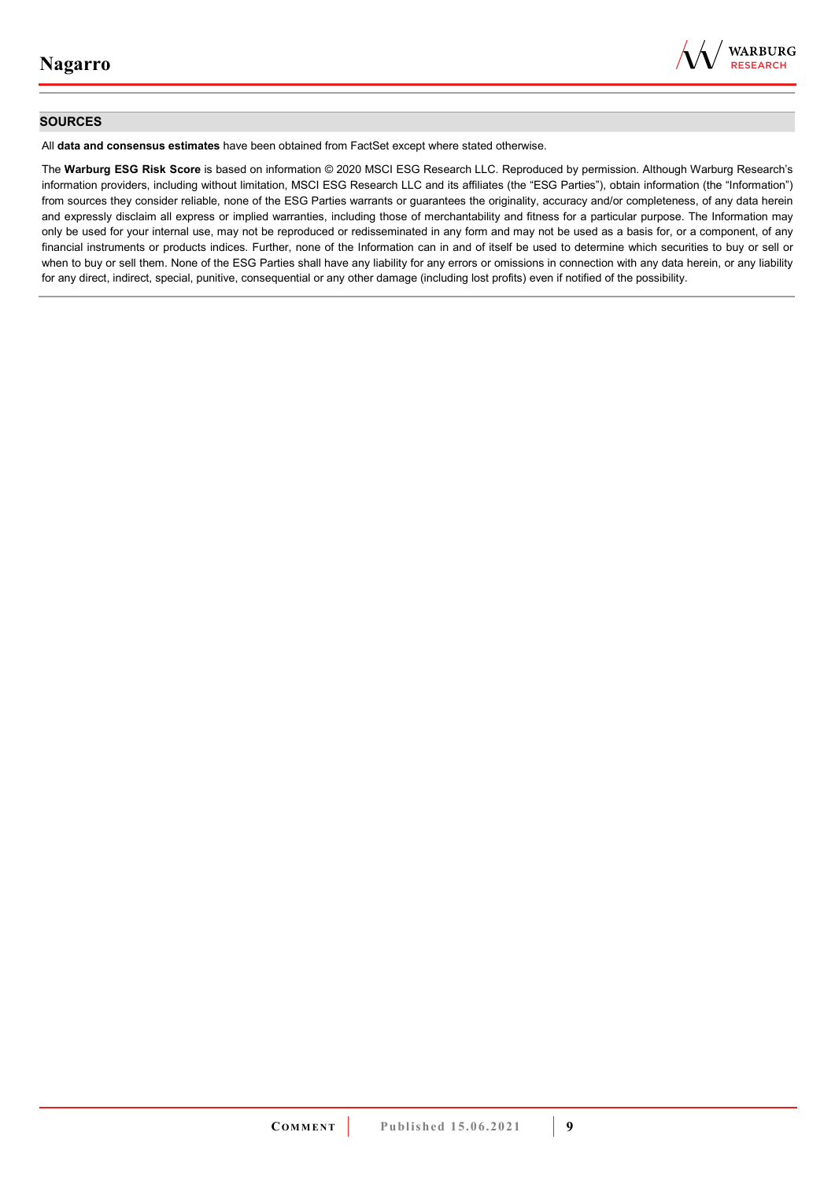## SOURCES

All **data and consensus estimates** have been obtained from FactSet except where stated otherwise.

The **Warburg ESG Risk Score** is based on information © 2020 MSCI ESG Research LLC. Reproduced by permission. Although Warburg Research's information providers, including without limitation, MSCI ESG Research LLC and its affiliates (the "ESG Parties"), obtain information (the "Information") from sources they consider reliable, none of the ESG Parties warrants or guarantees the originality, accuracy and/or completeness, of any data herein and expressly disclaim all express or implied warranties, including those of merchantability and fitness for a particular purpose. The Information may only be used for your internal use, may not be reproduced or redisseminated in any form and may not be used as a basis for, or a component, of any financial instruments or products indices. Further, none of the Information can in and of itself be used to determine which securities to buy or sell or when to buy or sell them. None of the ESG Parties shall have any liability for any errors or omissions in connection with any data herein, or any liability for any direct, indirect, special, punitive, consequential or any other damage (including lost profits) even if notified of the possibility.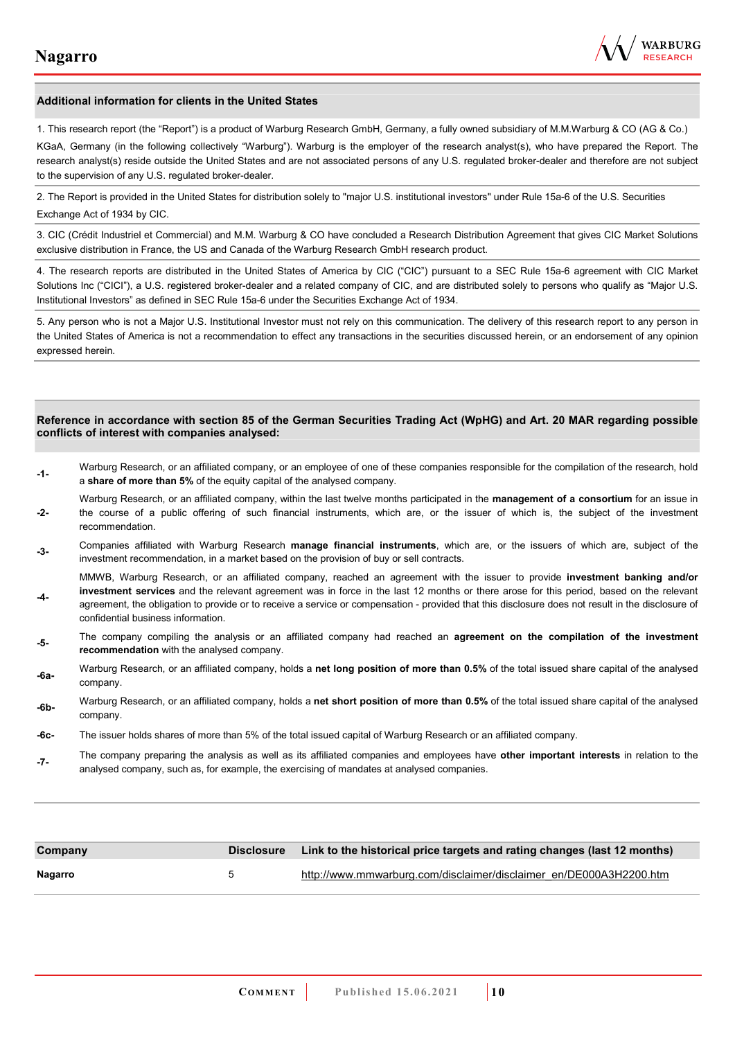## Additional information for clients in the United States

1. This research report (the "Report") is a product of Warburg Research GmbH, Germany, a fully owned subsidiary of M.M.Warburg & CO (AG & Co.) KGaA, Germany (in the following collectively "Warburg"). Warburg is the employer of the research analyst(s), who have prepared the Report. The research analyst(s) reside outside the United States and are not associated persons of any U.S. regulated broker-dealer and therefore are not subject to the supervision of any U.S. regulated broker-dealer.

2. The Report is provided in the United States for distribution solely to "major U.S. institutional investors" under Rule 15a-6 of the U.S. Securities Exchange Act of 1934 by CIC.

3. CIC (Crédit Industriel et Commercial) and M.M. Warburg & CO have concluded a Research Distribution Agreement that gives CIC Market Solutions exclusive distribution in France, the US and Canada of the Warburg Research GmbH research product.

4. The research reports are distributed in the United States of America by CIC ("CIC") pursuant to a SEC Rule 15a-6 agreement with CIC Market Solutions Inc ("CICI"), a U.S. registered broker-dealer and a related company of CIC, and are distributed solely to persons who qualify as "Major U.S. Institutional Investors" as defined in SEC Rule 15a-6 under the Securities Exchange Act of 1934.

5. Any person who is not a Major U.S. Institutional Investor must not rely on this communication. The delivery of this research report to any person in the United States of America is not a recommendation to effect any transactions in the securities discussed herein, or an endorsement of any opinion expressed herein.

## Reference in accordance with section 85 of the German Securities Trading Act (WpHG) and Art. 20 MAR regarding possible conflicts of interest with companies analysed:

-1- Warburg Research, or an affiliated company, or an employee of one of these companies responsible for the compilation of the research, hold a **share of more than 5%** of the equity capital of the analysed company.

-2- Warburg Research, or an affiliated company, within the last twelve months participated in the **management of a consortium** for an issue in the course of a public offering of such financial instruments, which are, or the issuer of which is, the subject of the investment recommendation.

-3- Companies affiliated with Warburg Research **manage financial instruments**, which are, or the issuers of which are, subject of the investment recommendation, in a market based on the provision of buy or sell contracts.

-4- MMWB, Warburg Research, or an affiliated company, reached an agreement with the issuer to provide **investment banking and/or investment services** and the relevant agreement was in force in the last 12 months or there arose for this period, based on the relevant agreement, the obligation to provide or to receive a service or compensation - provided that this disclosure does not result in the disclosure of confidential business information.

-5- The company compiling the analysis or an affiliated company had reached an **agreement on the compilation of the investment recommendation** with the analysed company.

-6a- Warburg Research, or an affiliated company, holds a **net long position of more than 0.5%** of the total issued share capital of the analysed company.

-6b- Warburg Research, or an affiliated company, holds a **net short position of more than 0.5%** of the total issued share capital of the analysed company.

-6c- The issuer holds shares of more than 5% of the total issued capital of Warburg Research or an affiliated company.

-7- The company preparing the analysis as well as its affiliated companies and employees have **other important interests** in relation to the analysed company, such as, for example, the exercising of mandates at analysed companies.

| Company | Disclosure | Link to the historical price targets and rating changes (last 12 months) |
|---|---|---|
| **Nagarro** | 5 | http://www.mmwarburg.com/disclaimer/disclaimer_en/DE000A3H2200.htm |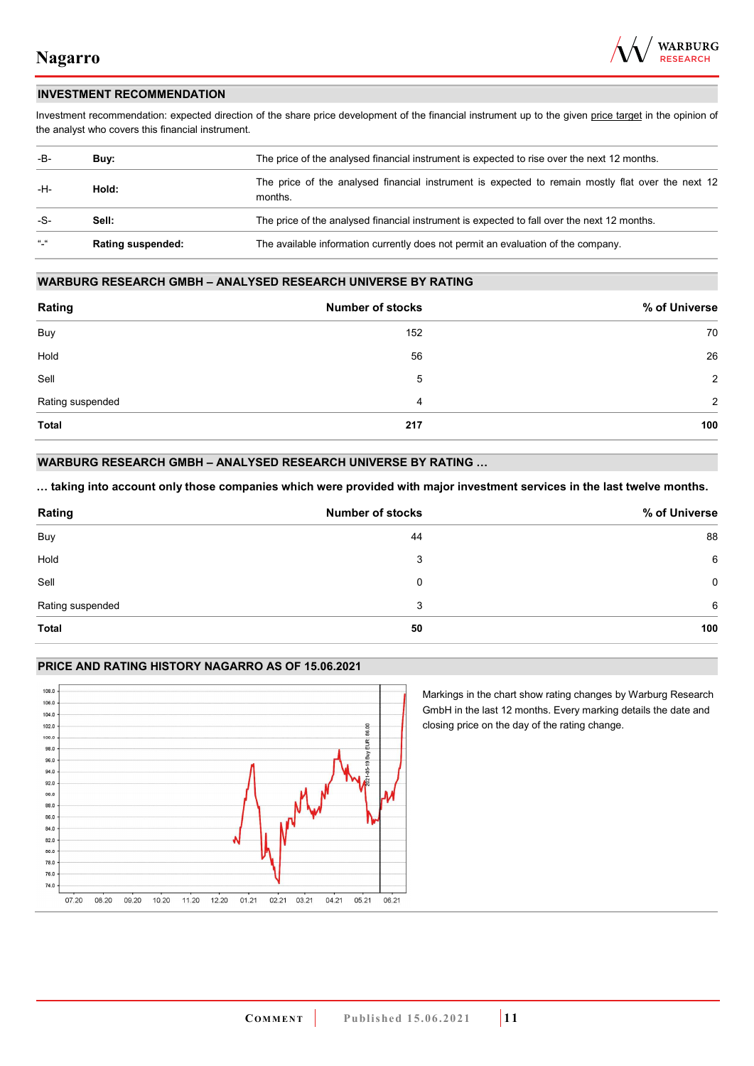## INVESTMENT RECOMMENDATION

Investment recommendation: expected direction of the share price development of the financial instrument up to the given price target in the opinion of the analyst who covers this financial instrument.

| | | |
|---|---|---|
| -B- | **Buy:** | The price of the analysed financial instrument is expected to rise over the next 12 months. |
| -H- | **Hold:** | The price of the analysed financial instrument is expected to remain mostly flat over the next 12 months. |
| -S- | **Sell:** | The price of the analysed financial instrument is expected to fall over the next 12 months. |
| "-" | **Rating suspended:** | The available information currently does not permit an evaluation of the company. |

## WARBURG RESEARCH GMBH – ANALYSED RESEARCH UNIVERSE BY RATING

| Rating | Number of stocks | % of Universe |
|---|---|---|
| Buy | 152 | 70 |
| Hold | 56 | 26 |
| Sell | 5 | 2 |
| Rating suspended | 4 | 2 |
| **Total** | **217** | **100** |

## WARBURG RESEARCH GMBH – ANALYSED RESEARCH UNIVERSE BY RATING …

**… taking into account only those companies which were provided with major investment services in the last twelve months.**

| Rating | Number of stocks | % of Universe |
|---|---|---|
| Buy | 44 | 88 |
| Hold | 3 | 6 |
| Sell | 0 | 0 |
| Rating suspended | 3 | 6 |
| **Total** | **50** | **100** |

## PRICE AND RATING HISTORY NAGARRO AS OF 15.06.2021

Markings in the chart show rating changes by Warburg Research GmbH in the last 12 months. Every marking details the date and closing price on the day of the rating change.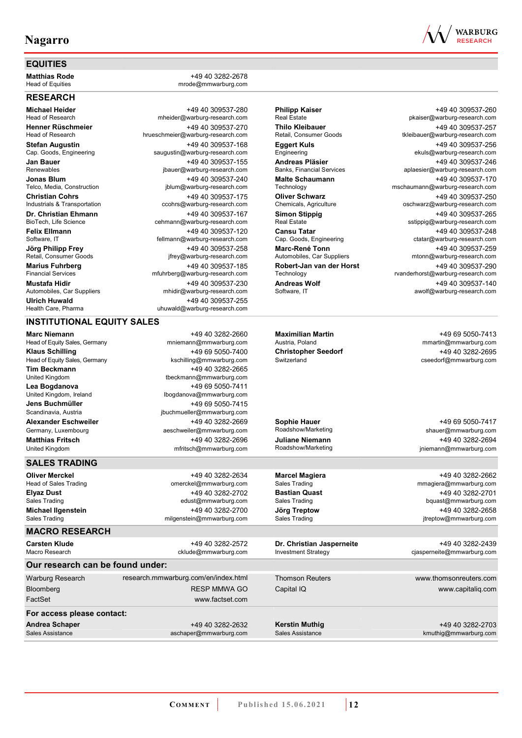## EQUITIES

**Matthias Rode** +49 40 3282-2678
Head of Equities mrode@mmwarburg.com

## RESEARCH

**Michael Heider** +49 40 309537-280
Head of Research mheider@warburg-research.com

**Henner Rüschmeier** +49 40 309537-270
Head of Research hrueschmeier@warburg-research.com

**Stefan Augustin** +49 40 309537-168
Cap. Goods, Engineering saugustin@warburg-research.com

**Jan Bauer** +49 40 309537-155
Renewables jbauer@warburg-research.com

**Jonas Blum** +49 40 309537-240
Telco, Media, Construction jblum@warburg-research.com

**Christian Cohrs** +49 40 309537-175
Industrials & Transportation ccohrs@warburg-research.com

**Dr. Christian Ehmann** +49 40 309537-167
BioTech, Life Science cehmann@warburg-research.com

**Felix Ellmann** +49 40 309537-120
Software, IT fellmann@warburg-research.com

**Jörg Philipp Frey** +49 40 309537-258
Retail, Consumer Goods jfrey@warburg-research.com

**Marius Fuhrberg** +49 40 309537-185
Financial Services mfuhrberg@warburg-research.com

**Mustafa Hidir** +49 40 309537-230
Automobiles, Car Suppliers mhidir@warburg-research.com

**Ulrich Huwald** +49 40 309537-255
Health Care, Pharma uhuwald@warburg-research.com

**Philipp Kaiser** +49 40 309537-260
Real Estate pkaiser@warburg-research.com

**Thilo Kleibauer** +49 40 309537-257
Retail, Consumer Goods tkleibauer@warburg-research.com

**Eggert Kuls** +49 40 309537-256
Engineering ekuls@warburg-research.com

**Andreas Pläsier** +49 40 309537-246
Banks, Financial Services aplaesier@warburg-research.com

**Malte Schaumann** +49 40 309537-170
Technology mschaumann@warburg-research.com

**Oliver Schwarz** +49 40 309537-250
Chemicals, Agriculture oschwarz@warburg-research.com

**Simon Stippig** +49 40 309537-265
Real Estate sstippig@warburg-research.com

**Cansu Tatar** +49 40 309537-248
Cap. Goods, Engineering ctatar@warburg-research.com

**Marc-René Tonn** +49 40 309537-259
Automobiles, Car Suppliers mtonn@warburg-research.com

**Robert-Jan van der Horst** +49 40 309537-290
Technology rvanderhorst@warburg-research.com

**Andreas Wolf** +49 40 309537-140
Software, IT awolf@warburg-research.com

## INSTITUTIONAL EQUITY SALES

**Marc Niemann** +49 40 3282-2660
Head of Equity Sales, Germany mniemann@mmwarburg.com

**Klaus Schilling** +49 69 5050-7400
Head of Equity Sales, Germany kschilling@mmwarburg.com

**Tim Beckmann** +49 40 3282-2665
United Kingdom tbeckmann@mmwarburg.com

**Lea Bogdanova** +49 69 5050-7411
United Kingdom, Ireland lbogdanova@mmwarburg.com

**Jens Buchmüller** +49 69 5050-7415
Scandinavia, Austria jbuchmueller@mmwarburg.com

**Alexander Eschweiler** +49 40 3282-2669
Germany, Luxembourg aeschweiler@mmwarburg.com

**Matthias Fritsch** +49 40 3282-2696
United Kingdom mfritsch@mmwarburg.com

**Maximilian Martin** +49 69 5050-7413
Austria, Poland mmartin@mmwarburg.com

**Christopher Seedorf** +49 40 3282-2695
Switzerland cseedorf@mmwarburg.com

**Sophie Hauer** +49 69 5050-7417
Roadshow/Marketing shauer@mmwarburg.com

**Juliane Niemann** +49 40 3282-2694
Roadshow/Marketing jniemann@mmwarburg.com

## SALES TRADING

**Oliver Merckel** +49 40 3282-2634
Head of Sales Trading omerckel@mmwarburg.com

**Elyaz Dust** +49 40 3282-2702
Sales Trading edust@mmwarburg.com

**Michael Ilgenstein** +49 40 3282-2700
Sales Trading milgenstein@mmwarburg.com

**Marcel Magiera** +49 40 3282-2662
Sales Trading mmagiera@mmwarburg.com

**Bastian Quast** +49 40 3282-2701
Sales Trading bquast@mmwarburg.com

**Jörg Treptow** +49 40 3282-2658
Sales Trading jtreptow@mmwarburg.com

## MACRO RESEARCH

**Carsten Klude** +49 40 3282-2572
Macro Research cklude@mmwarburg.com

**Dr. Christian Jasperneite** +49 40 3282-2439
Investment Strategy cjasperneite@mmwarburg.com

## Our research can be found under:

| | |
|---|---|
| Warburg Research | research.mmwarburg.com/en/index.html |
| Bloomberg | RESP MMWA GO |
| FactSet | www.factset.com |
| Thomson Reuters | www.thomsonreuters.com |
| Capital IQ | www.capitaliq.com |

## For access please contact:

**Andrea Schaper** +49 40 3282-2632
Sales Assistance aschaper@mmwarburg.com

**Kerstin Muthig** +49 40 3282-2703
Sales Assistance kmuthig@mmwarburg.com